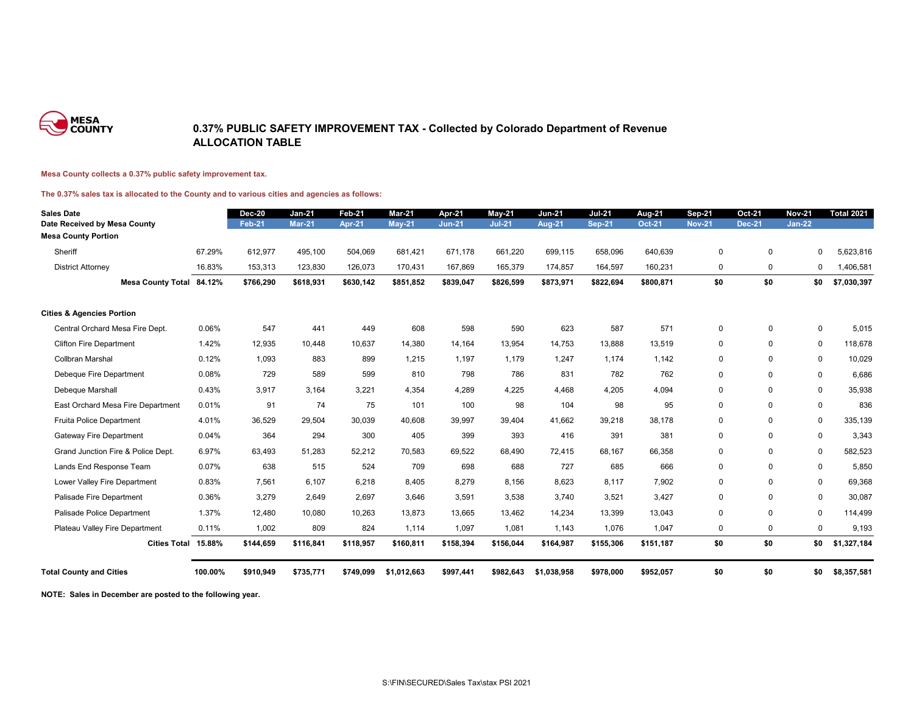MESA COUNTY

# 0.37% PUBLIC SAFETY IMPROVEMENT TAX - Collected by Colorado Department of Revenue
# ALLOCATION TABLE

**Mesa County collects a 0.37% public safety improvement tax.**

**The 0.37% sales tax is allocated to the County and to various cities and agencies as follows:**

| Sales Date | | Dec-20 | Jan-21 | Feb-21 | Mar-21 | Apr-21 | May-21 | Jun-21 | Jul-21 | Aug-21 | Sep-21 | Oct-21 | Nov-21 | Total 2021 |
|---|---|---|---|---|---|---|---|---|---|---|---|---|---|---|
| **Date Received by Mesa County** | | Feb-21 | Mar-21 | Apr-21 | May-21 | Jun-21 | Jul-21 | Aug-21 | Sep-21 | Oct-21 | Nov-21 | Dec-21 | Jan-22 | |
| **Mesa County Portion** | | | | | | | | | | | | | | |
| Sheriff | 67.29% | 612,977 | 495,100 | 504,069 | 681,421 | 671,178 | 661,220 | 699,115 | 658,096 | 640,639 | 0 | 0 | 0 | 5,623,816 |
| District Attorney | 16.83% | 153,313 | 123,830 | 126,073 | 170,431 | 167,869 | 165,379 | 174,857 | 164,597 | 160,231 | 0 | 0 | 0 | 1,406,581 |
| **Mesa County Total** | **84.12%** | **$766,290** | **$618,931** | **$630,142** | **$851,852** | **$839,047** | **$826,599** | **$873,971** | **$822,694** | **$800,871** | **$0** | **$0** | **$0** | **$7,030,397** |
| **Cities & Agencies Portion** | | | | | | | | | | | | | | |
| Central Orchard Mesa Fire Dept. | 0.06% | 547 | 441 | 449 | 608 | 598 | 590 | 623 | 587 | 571 | 0 | 0 | 0 | 5,015 |
| Clifton Fire Department | 1.42% | 12,935 | 10,448 | 10,637 | 14,380 | 14,164 | 13,954 | 14,753 | 13,888 | 13,519 | 0 | 0 | 0 | 118,678 |
| Collbran Marshal | 0.12% | 1,093 | 883 | 899 | 1,215 | 1,197 | 1,179 | 1,247 | 1,174 | 1,142 | 0 | 0 | 0 | 10,029 |
| Debeque Fire Department | 0.08% | 729 | 589 | 599 | 810 | 798 | 786 | 831 | 782 | 762 | 0 | 0 | 0 | 6,686 |
| Debeque Marshall | 0.43% | 3,917 | 3,164 | 3,221 | 4,354 | 4,289 | 4,225 | 4,468 | 4,205 | 4,094 | 0 | 0 | 0 | 35,938 |
| East Orchard Mesa Fire Department | 0.01% | 91 | 74 | 75 | 101 | 100 | 98 | 104 | 98 | 95 | 0 | 0 | 0 | 836 |
| Fruita Police Department | 4.01% | 36,529 | 29,504 | 30,039 | 40,608 | 39,997 | 39,404 | 41,662 | 39,218 | 38,178 | 0 | 0 | 0 | 335,139 |
| Gateway Fire Department | 0.04% | 364 | 294 | 300 | 405 | 399 | 393 | 416 | 391 | 381 | 0 | 0 | 0 | 3,343 |
| Grand Junction Fire & Police Dept. | 6.97% | 63,493 | 51,283 | 52,212 | 70,583 | 69,522 | 68,490 | 72,415 | 68,167 | 66,358 | 0 | 0 | 0 | 582,523 |
| Lands End Response Team | 0.07% | 638 | 515 | 524 | 709 | 698 | 688 | 727 | 685 | 666 | 0 | 0 | 0 | 5,850 |
| Lower Valley Fire Department | 0.83% | 7,561 | 6,107 | 6,218 | 8,405 | 8,279 | 8,156 | 8,623 | 8,117 | 7,902 | 0 | 0 | 0 | 69,368 |
| Palisade Fire Department | 0.36% | 3,279 | 2,649 | 2,697 | 3,646 | 3,591 | 3,538 | 3,740 | 3,521 | 3,427 | 0 | 0 | 0 | 30,087 |
| Palisade Police Department | 1.37% | 12,480 | 10,080 | 10,263 | 13,873 | 13,665 | 13,462 | 14,234 | 13,399 | 13,043 | 0 | 0 | 0 | 114,499 |
| Plateau Valley Fire Department | 0.11% | 1,002 | 809 | 824 | 1,114 | 1,097 | 1,081 | 1,143 | 1,076 | 1,047 | 0 | 0 | 0 | 9,193 |
| **Cities Total** | **15.88%** | **$144,659** | **$116,841** | **$118,957** | **$160,811** | **$158,394** | **$156,044** | **$164,987** | **$155,306** | **$151,187** | **$0** | **$0** | **$0** | **$1,327,184** |
| **Total County and Cities** | **100.00%** | **$910,949** | **$735,771** | **$749,099** | **$1,012,663** | **$997,441** | **$982,643** | **$1,038,958** | **$978,000** | **$952,057** | **$0** | **$0** | **$0** | **$8,357,581** |

**NOTE: Sales in December are posted to the following year.**

S:\FIN\SECURED\Sales Tax\stax PSI 2021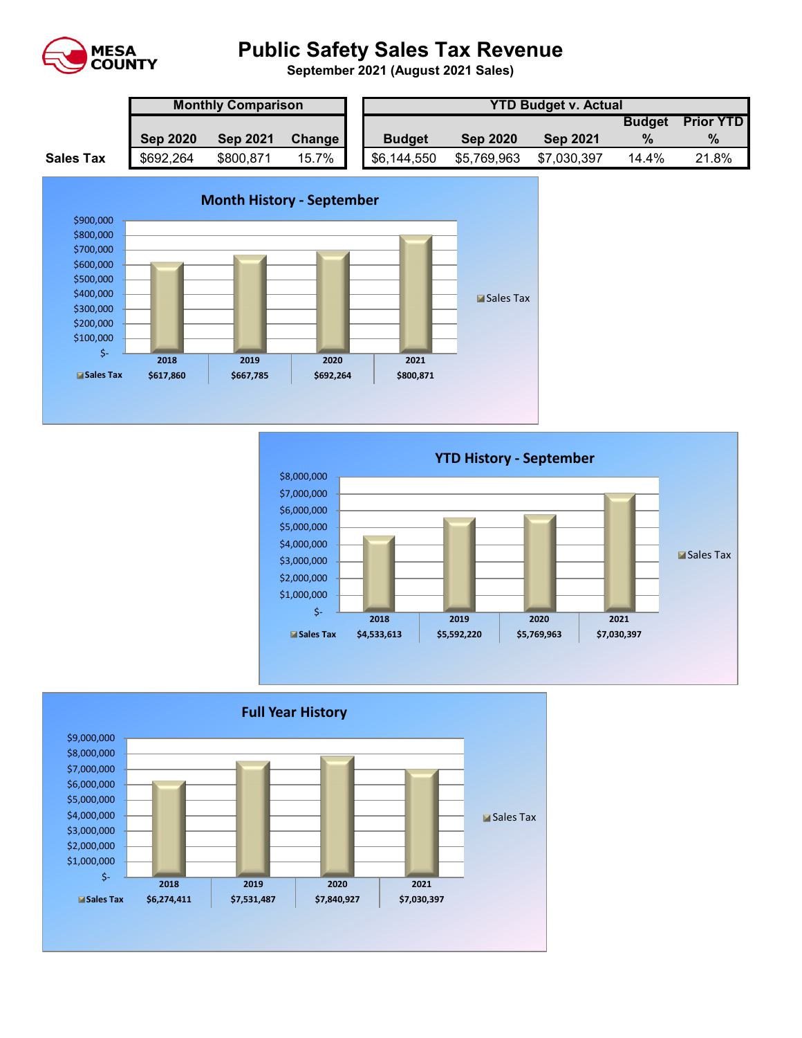# Public Safety Sales Tax Revenue

**September 2021 (August 2021 Sales)**

| | Monthly Comparison | | | YTD Budget v. Actual | | | | |
|---|---|---|---|---|---|---|---|---|
| | Sep 2020 | Sep 2021 | Change | Budget | Sep 2020 | Sep 2021 | Budget % | Prior YTD % |
| **Sales Tax** | $692,264 | $800,871 | 15.7% | $6,144,550 | $5,769,963 | $7,030,397 | 14.4% | 21.8% |

## Month History - September

| | 2018 | 2019 | 2020 | 2021 |
|---|---|---|---|---|
| Sales Tax | $617,860 | $667,785 | $692,264 | $800,871 |

## YTD History - September

| | 2018 | 2019 | 2020 | 2021 |
|---|---|---|---|---|
| Sales Tax | $4,533,613 | $5,592,220 | $5,769,963 | $7,030,397 |

## Full Year History

| | 2018 | 2019 | 2020 | 2021 |
|---|---|---|---|---|
| Sales Tax | $6,274,411 | $7,531,487 | $7,840,927 | $7,030,397 |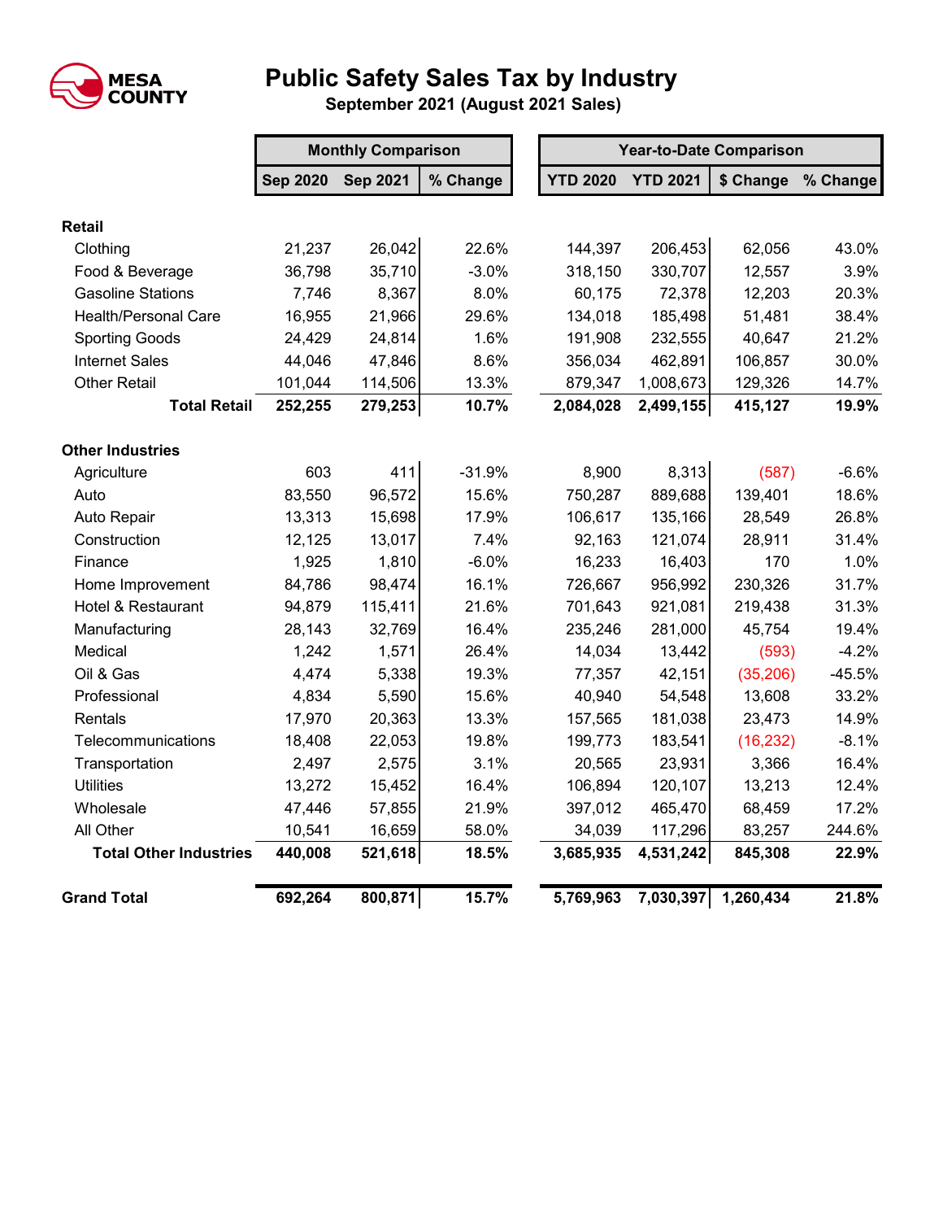MESA COUNTY

# Public Safety Sales Tax by Industry

**September 2021 (August 2021 Sales)**

| | Monthly Comparison | | | Year-to-Date Comparison | | | |
|---|---|---|---|---|---|---|---|
| | Sep 2020 | Sep 2021 | % Change | YTD 2020 | YTD 2021 | $ Change | % Change |
| **Retail** | | | | | | | |
| Clothing | 21,237 | 26,042 | 22.6% | 144,397 | 206,453 | 62,056 | 43.0% |
| Food & Beverage | 36,798 | 35,710 | -3.0% | 318,150 | 330,707 | 12,557 | 3.9% |
| Gasoline Stations | 7,746 | 8,367 | 8.0% | 60,175 | 72,378 | 12,203 | 20.3% |
| Health/Personal Care | 16,955 | 21,966 | 29.6% | 134,018 | 185,498 | 51,481 | 38.4% |
| Sporting Goods | 24,429 | 24,814 | 1.6% | 191,908 | 232,555 | 40,647 | 21.2% |
| Internet Sales | 44,046 | 47,846 | 8.6% | 356,034 | 462,891 | 106,857 | 30.0% |
| Other Retail | 101,044 | 114,506 | 13.3% | 879,347 | 1,008,673 | 129,326 | 14.7% |
| **Total Retail** | **252,255** | **279,253** | **10.7%** | **2,084,028** | **2,499,155** | **415,127** | **19.9%** |
| **Other Industries** | | | | | | | |
| Agriculture | 603 | 411 | -31.9% | 8,900 | 8,313 | (587) | -6.6% |
| Auto | 83,550 | 96,572 | 15.6% | 750,287 | 889,688 | 139,401 | 18.6% |
| Auto Repair | 13,313 | 15,698 | 17.9% | 106,617 | 135,166 | 28,549 | 26.8% |
| Construction | 12,125 | 13,017 | 7.4% | 92,163 | 121,074 | 28,911 | 31.4% |
| Finance | 1,925 | 1,810 | -6.0% | 16,233 | 16,403 | 170 | 1.0% |
| Home Improvement | 84,786 | 98,474 | 16.1% | 726,667 | 956,992 | 230,326 | 31.7% |
| Hotel & Restaurant | 94,879 | 115,411 | 21.6% | 701,643 | 921,081 | 219,438 | 31.3% |
| Manufacturing | 28,143 | 32,769 | 16.4% | 235,246 | 281,000 | 45,754 | 19.4% |
| Medical | 1,242 | 1,571 | 26.4% | 14,034 | 13,442 | (593) | -4.2% |
| Oil & Gas | 4,474 | 5,338 | 19.3% | 77,357 | 42,151 | (35,206) | -45.5% |
| Professional | 4,834 | 5,590 | 15.6% | 40,940 | 54,548 | 13,608 | 33.2% |
| Rentals | 17,970 | 20,363 | 13.3% | 157,565 | 181,038 | 23,473 | 14.9% |
| Telecommunications | 18,408 | 22,053 | 19.8% | 199,773 | 183,541 | (16,232) | -8.1% |
| Transportation | 2,497 | 2,575 | 3.1% | 20,565 | 23,931 | 3,366 | 16.4% |
| Utilities | 13,272 | 15,452 | 16.4% | 106,894 | 120,107 | 13,213 | 12.4% |
| Wholesale | 47,446 | 57,855 | 21.9% | 397,012 | 465,470 | 68,459 | 17.2% |
| All Other | 10,541 | 16,659 | 58.0% | 34,039 | 117,296 | 83,257 | 244.6% |
| **Total Other Industries** | **440,008** | **521,618** | **18.5%** | **3,685,935** | **4,531,242** | **845,308** | **22.9%** |
| **Grand Total** | **692,264** | **800,871** | **15.7%** | **5,769,963** | **7,030,397** | **1,260,434** | **21.8%** |